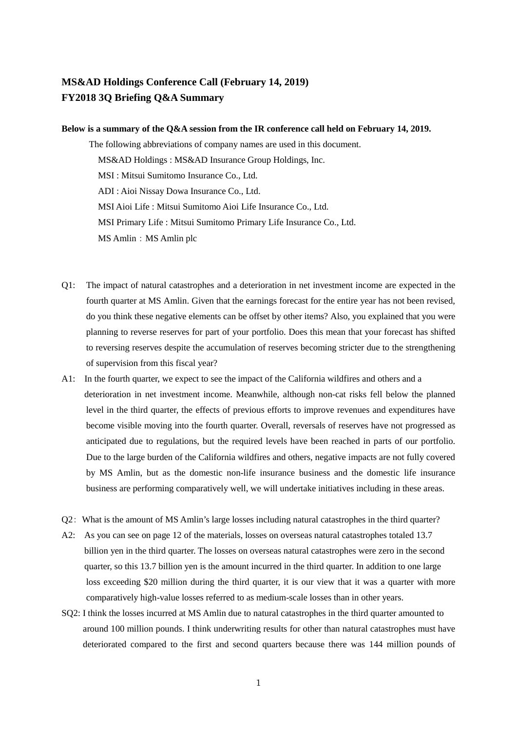**MS&AD Holdings Conference Call (February 14, 2019)**
**FY2018 3Q Briefing Q&A Summary**

**Below is a summary of the Q&A session from the IR conference call held on February 14, 2019.**

The following abbreviations of company names are used in this document.

MS&AD Holdings : MS&AD Insurance Group Holdings, Inc.

MSI : Mitsui Sumitomo Insurance Co., Ltd.

ADI : Aioi Nissay Dowa Insurance Co., Ltd.

MSI Aioi Life : Mitsui Sumitomo Aioi Life Insurance Co., Ltd.

MSI Primary Life : Mitsui Sumitomo Primary Life Insurance Co., Ltd.

MS Amlin：MS Amlin plc

Q1: The impact of natural catastrophes and a deterioration in net investment income are expected in the fourth quarter at MS Amlin. Given that the earnings forecast for the entire year has not been revised, do you think these negative elements can be offset by other items? Also, you explained that you were planning to reverse reserves for part of your portfolio. Does this mean that your forecast has shifted to reversing reserves despite the accumulation of reserves becoming stricter due to the strengthening of supervision from this fiscal year?

A1: In the fourth quarter, we expect to see the impact of the California wildfires and others and a deterioration in net investment income. Meanwhile, although non-cat risks fell below the planned level in the third quarter, the effects of previous efforts to improve revenues and expenditures have become visible moving into the fourth quarter. Overall, reversals of reserves have not progressed as anticipated due to regulations, but the required levels have been reached in parts of our portfolio. Due to the large burden of the California wildfires and others, negative impacts are not fully covered by MS Amlin, but as the domestic non-life insurance business and the domestic life insurance business are performing comparatively well, we will undertake initiatives including in these areas.

Q2：What is the amount of MS Amlin's large losses including natural catastrophes in the third quarter?

A2: As you can see on page 12 of the materials, losses on overseas natural catastrophes totaled 13.7 billion yen in the third quarter. The losses on overseas natural catastrophes were zero in the second quarter, so this 13.7 billion yen is the amount incurred in the third quarter. In addition to one large loss exceeding $20 million during the third quarter, it is our view that it was a quarter with more comparatively high-value losses referred to as medium-scale losses than in other years.

SQ2: I think the losses incurred at MS Amlin due to natural catastrophes in the third quarter amounted to around 100 million pounds. I think underwriting results for other than natural catastrophes must have deteriorated compared to the first and second quarters because there was 144 million pounds of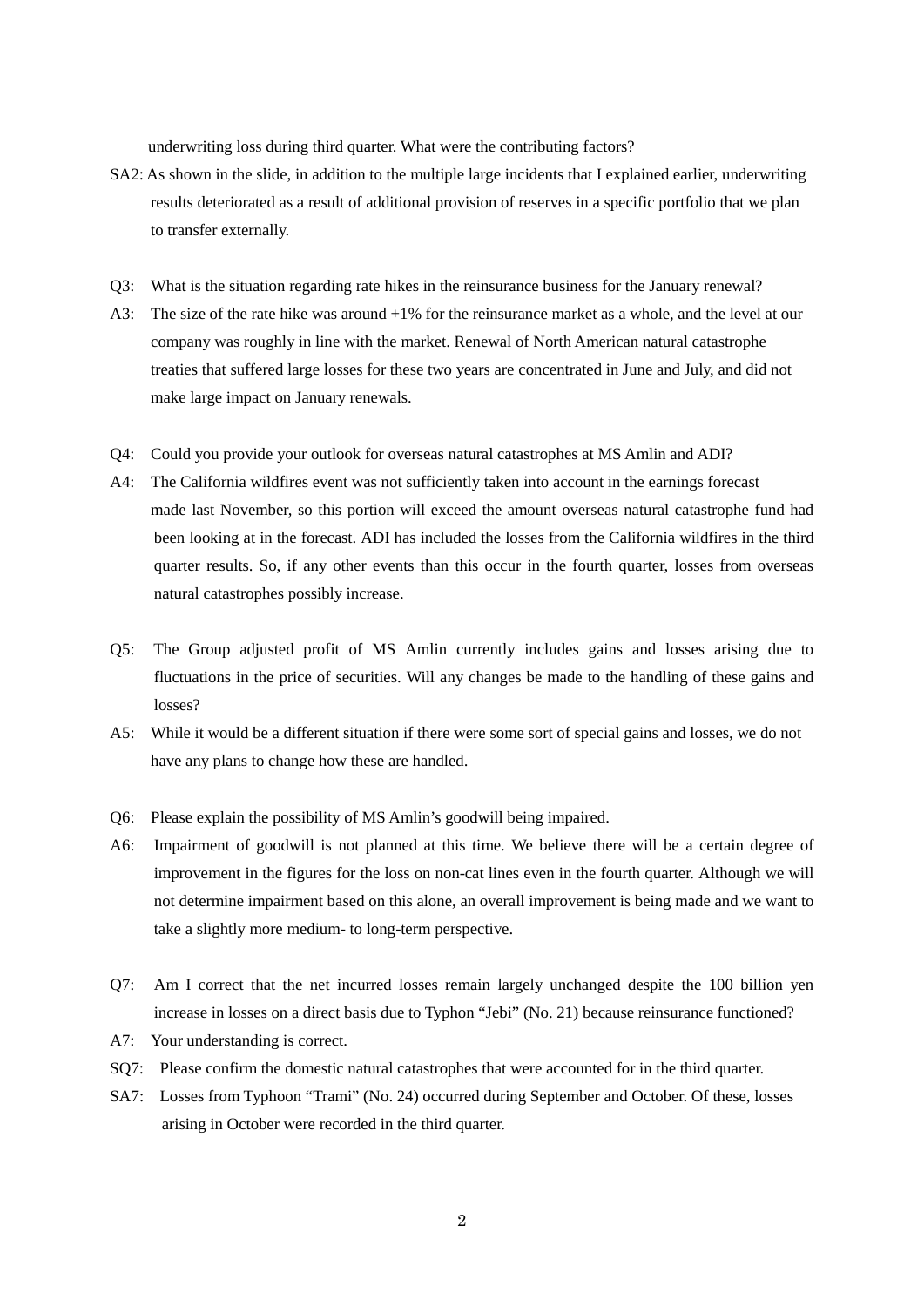underwriting loss during third quarter. What were the contributing factors?

SA2: As shown in the slide, in addition to the multiple large incidents that I explained earlier, underwriting results deteriorated as a result of additional provision of reserves in a specific portfolio that we plan to transfer externally.

Q3: What is the situation regarding rate hikes in the reinsurance business for the January renewal?

A3: The size of the rate hike was around +1% for the reinsurance market as a whole, and the level at our company was roughly in line with the market. Renewal of North American natural catastrophe treaties that suffered large losses for these two years are concentrated in June and July, and did not make large impact on January renewals.

Q4: Could you provide your outlook for overseas natural catastrophes at MS Amlin and ADI?

A4: The California wildfires event was not sufficiently taken into account in the earnings forecast made last November, so this portion will exceed the amount overseas natural catastrophe fund had been looking at in the forecast. ADI has included the losses from the California wildfires in the third quarter results. So, if any other events than this occur in the fourth quarter, losses from overseas natural catastrophes possibly increase.

Q5: The Group adjusted profit of MS Amlin currently includes gains and losses arising due to fluctuations in the price of securities. Will any changes be made to the handling of these gains and losses?

A5: While it would be a different situation if there were some sort of special gains and losses, we do not have any plans to change how these are handled.

Q6: Please explain the possibility of MS Amlin's goodwill being impaired.

A6: Impairment of goodwill is not planned at this time. We believe there will be a certain degree of improvement in the figures for the loss on non-cat lines even in the fourth quarter. Although we will not determine impairment based on this alone, an overall improvement is being made and we want to take a slightly more medium- to long-term perspective.

Q7: Am I correct that the net incurred losses remain largely unchanged despite the 100 billion yen increase in losses on a direct basis due to Typhoon "Jebi" (No. 21) because reinsurance functioned?

A7: Your understanding is correct.

SQ7: Please confirm the domestic natural catastrophes that were accounted for in the third quarter.

SA7: Losses from Typhoon "Trami" (No. 24) occurred during September and October. Of these, losses arising in October were recorded in the third quarter.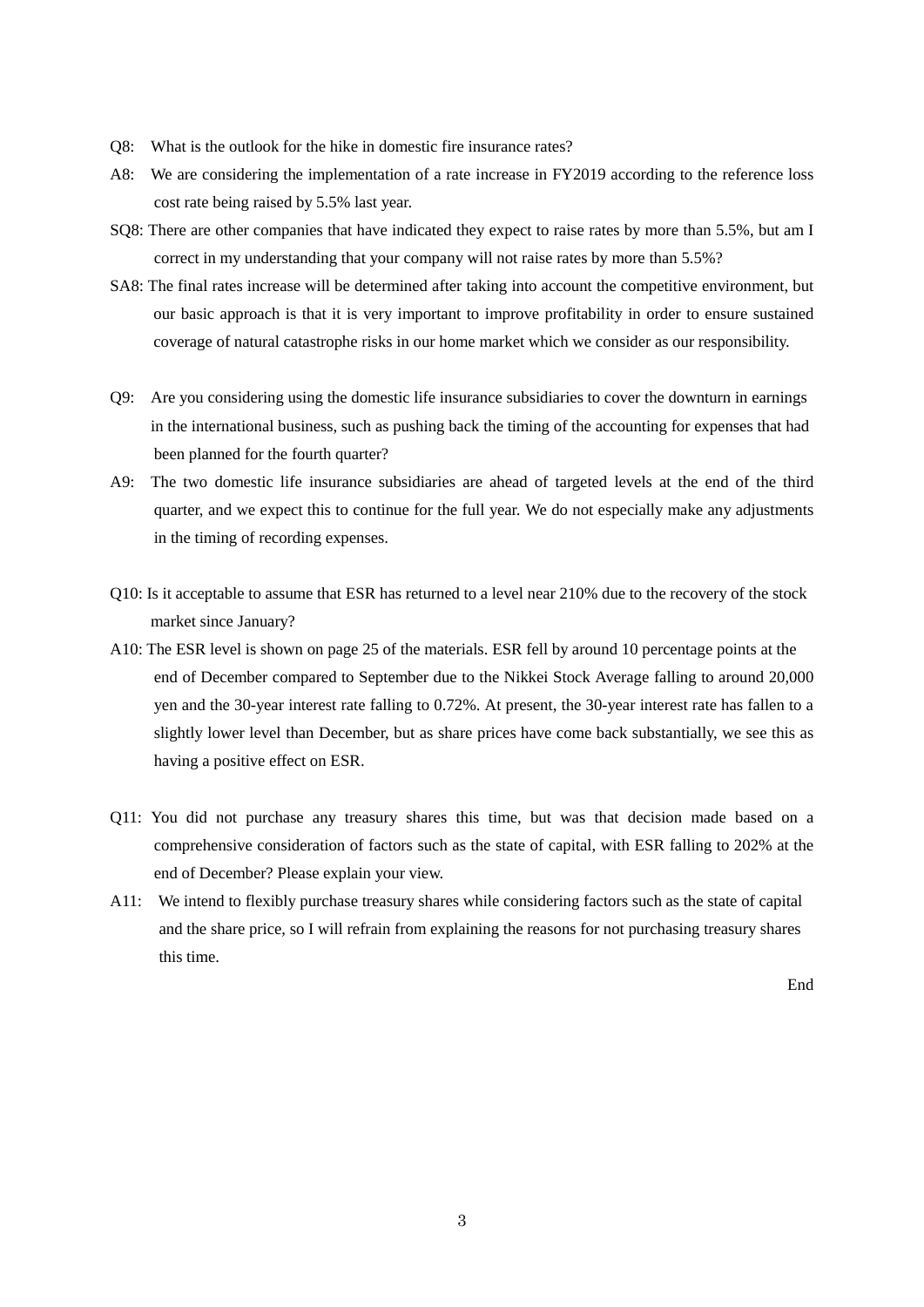Q8: What is the outlook for the hike in domestic fire insurance rates?

A8: We are considering the implementation of a rate increase in FY2019 according to the reference loss cost rate being raised by 5.5% last year.

SQ8: There are other companies that have indicated they expect to raise rates by more than 5.5%, but am I correct in my understanding that your company will not raise rates by more than 5.5%?

SA8: The final rates increase will be determined after taking into account the competitive environment, but our basic approach is that it is very important to improve profitability in order to ensure sustained coverage of natural catastrophe risks in our home market which we consider as our responsibility.

Q9: Are you considering using the domestic life insurance subsidiaries to cover the downturn in earnings in the international business, such as pushing back the timing of the accounting for expenses that had been planned for the fourth quarter?

A9: The two domestic life insurance subsidiaries are ahead of targeted levels at the end of the third quarter, and we expect this to continue for the full year. We do not especially make any adjustments in the timing of recording expenses.

Q10: Is it acceptable to assume that ESR has returned to a level near 210% due to the recovery of the stock market since January?

A10: The ESR level is shown on page 25 of the materials. ESR fell by around 10 percentage points at the end of December compared to September due to the Nikkei Stock Average falling to around 20,000 yen and the 30-year interest rate falling to 0.72%. At present, the 30-year interest rate has fallen to a slightly lower level than December, but as share prices have come back substantially, we see this as having a positive effect on ESR.

Q11: You did not purchase any treasury shares this time, but was that decision made based on a comprehensive consideration of factors such as the state of capital, with ESR falling to 202% at the end of December? Please explain your view.

A11: We intend to flexibly purchase treasury shares while considering factors such as the state of capital and the share price, so I will refrain from explaining the reasons for not purchasing treasury shares this time.

End